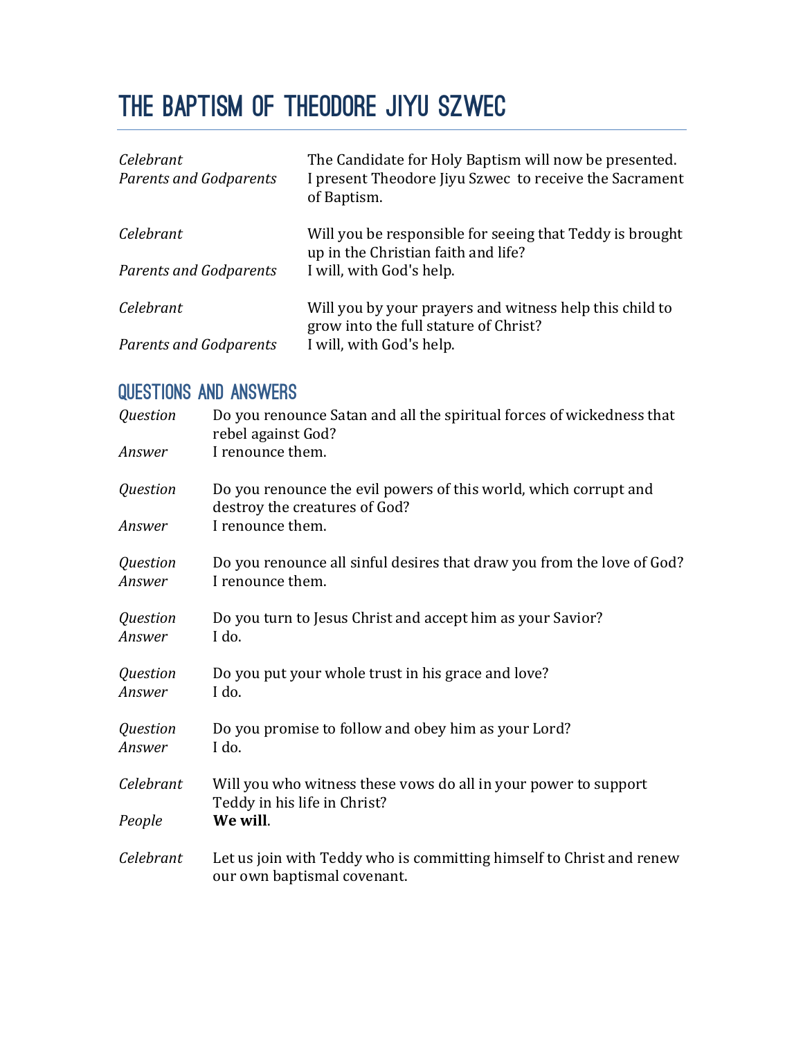# The Baptism of Theodore Jiyu Szwec

*Celebrant* The Candidate for Holy Baptism will now be presented.
*Parents and Godparents* I present Theodore Jiyu Szwec to receive the Sacrament of Baptism.

*Celebrant* Will you be responsible for seeing that Teddy is brought up in the Christian faith and life?
*Parents and Godparents* I will, with God's help.

*Celebrant* Will you by your prayers and witness help this child to grow into the full stature of Christ?
*Parents and Godparents* I will, with God's help.

## Questions and Answers

*Question* Do you renounce Satan and all the spiritual forces of wickedness that rebel against God?
*Answer* I renounce them.

*Question* Do you renounce the evil powers of this world, which corrupt and destroy the creatures of God?
*Answer* I renounce them.

*Question* Do you renounce all sinful desires that draw you from the love of God?
*Answer* I renounce them.

*Question* Do you turn to Jesus Christ and accept him as your Savior?
*Answer* I do.

*Question* Do you put your whole trust in his grace and love?
*Answer* I do.

*Question* Do you promise to follow and obey him as your Lord?
*Answer* I do.

*Celebrant* Will you who witness these vows do all in your power to support Teddy in his life in Christ?
*People* **We will**.

*Celebrant* Let us join with Teddy who is committing himself to Christ and renew our own baptismal covenant.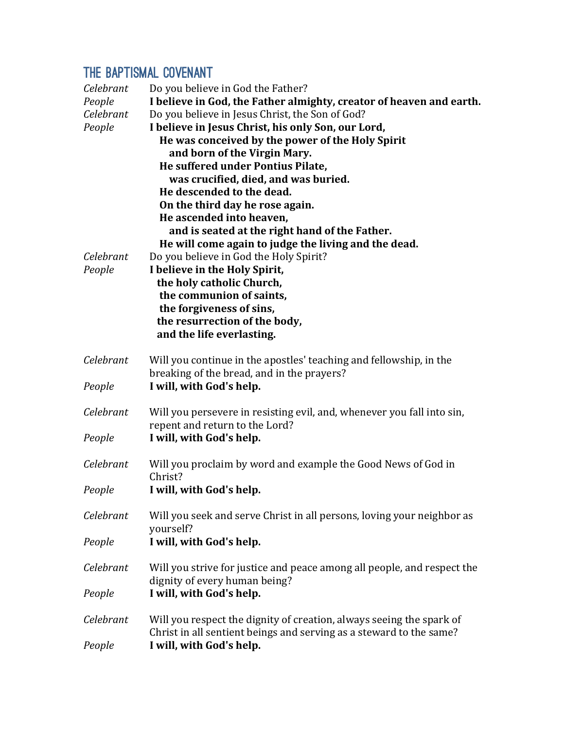## The Baptismal Covenant

*Celebrant* Do you believe in God the Father?
*People* **I believe in God, the Father almighty, creator of heaven and earth.**
*Celebrant* Do you believe in Jesus Christ, the Son of God?
*People* **I believe in Jesus Christ, his only Son, our Lord,**
**He was conceived by the power of the Holy Spirit**
**and born of the Virgin Mary.**
**He suffered under Pontius Pilate,**
**was crucified, died, and was buried.**
**He descended to the dead.**
**On the third day he rose again.**
**He ascended into heaven,**
**and is seated at the right hand of the Father.**
**He will come again to judge the living and the dead.**
*Celebrant* Do you believe in God the Holy Spirit?
*People* **I believe in the Holy Spirit,**
**the holy catholic Church,**
**the communion of saints,**
**the forgiveness of sins,**
**the resurrection of the body,**
**and the life everlasting.**

*Celebrant* Will you continue in the apostles' teaching and fellowship, in the breaking of the bread, and in the prayers?
*People* **I will, with God's help.**

*Celebrant* Will you persevere in resisting evil, and, whenever you fall into sin, repent and return to the Lord?
*People* **I will, with God's help.**

*Celebrant* Will you proclaim by word and example the Good News of God in Christ?
*People* **I will, with God's help.**

*Celebrant* Will you seek and serve Christ in all persons, loving your neighbor as yourself?
*People* **I will, with God's help.**

*Celebrant* Will you strive for justice and peace among all people, and respect the dignity of every human being?
*People* **I will, with God's help.**

*Celebrant* Will you respect the dignity of creation, always seeing the spark of Christ in all sentient beings and serving as a steward to the same?
*People* **I will, with God's help.**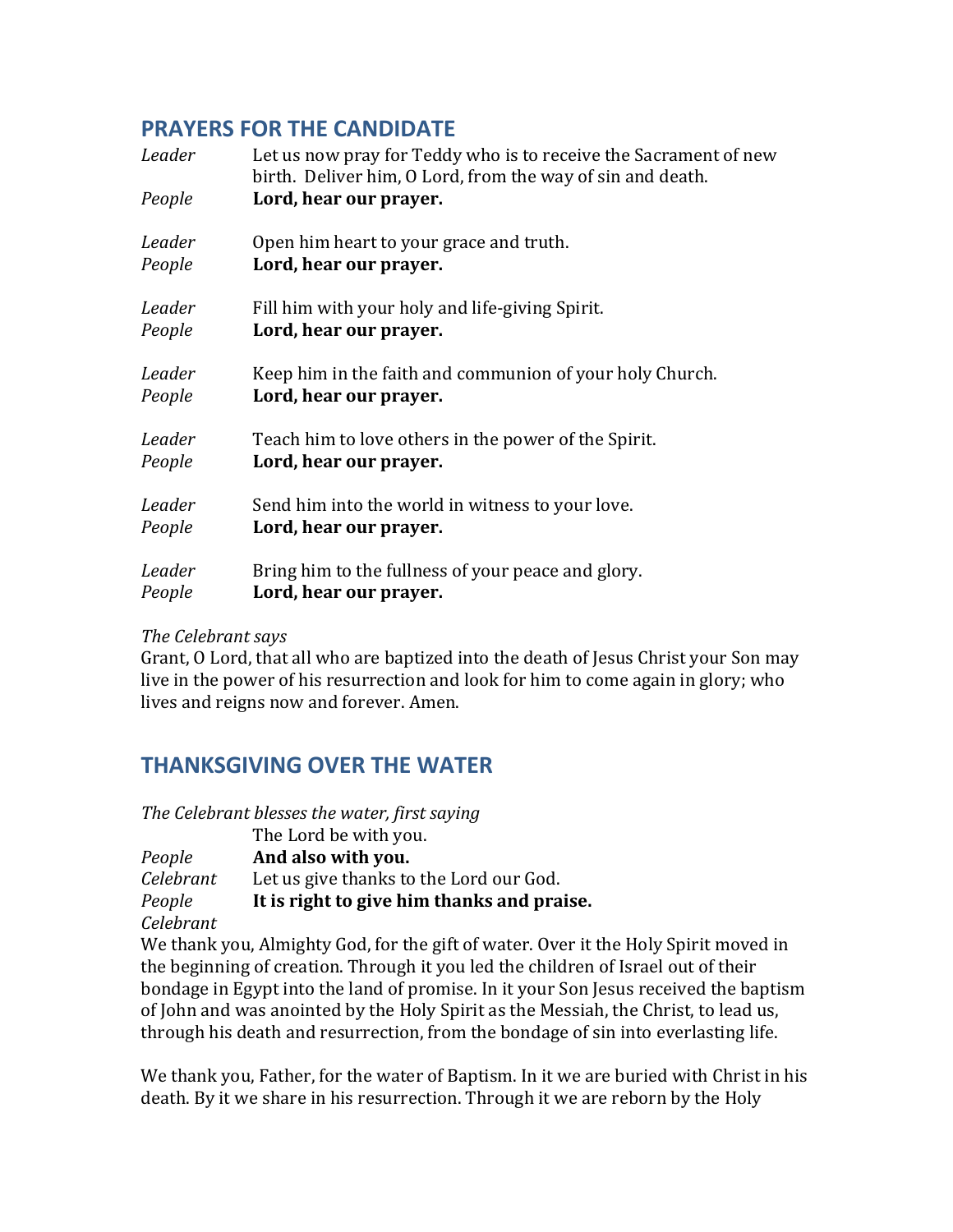## PRAYERS FOR THE CANDIDATE

*Leader* Let us now pray for Teddy who is to receive the Sacrament of new birth. Deliver him, O Lord, from the way of sin and death.
*People* **Lord, hear our prayer.**

*Leader* Open him heart to your grace and truth.
*People* **Lord, hear our prayer.**

*Leader* Fill him with your holy and life-giving Spirit.
*People* **Lord, hear our prayer.**

*Leader* Keep him in the faith and communion of your holy Church.
*People* **Lord, hear our prayer.**

*Leader* Teach him to love others in the power of the Spirit.
*People* **Lord, hear our prayer.**

*Leader* Send him into the world in witness to your love.
*People* **Lord, hear our prayer.**

*Leader* Bring him to the fullness of your peace and glory.
*People* **Lord, hear our prayer.**

*The Celebrant says*
Grant, O Lord, that all who are baptized into the death of Jesus Christ your Son may live in the power of his resurrection and look for him to come again in glory; who lives and reigns now and forever. Amen.

## THANKSGIVING OVER THE WATER

*The Celebrant blesses the water, first saying*
The Lord be with you.
*People* **And also with you.**
*Celebrant* Let us give thanks to the Lord our God.
*People* **It is right to give him thanks and praise.**
*Celebrant*
We thank you, Almighty God, for the gift of water. Over it the Holy Spirit moved in the beginning of creation. Through it you led the children of Israel out of their bondage in Egypt into the land of promise. In it your Son Jesus received the baptism of John and was anointed by the Holy Spirit as the Messiah, the Christ, to lead us, through his death and resurrection, from the bondage of sin into everlasting life.

We thank you, Father, for the water of Baptism. In it we are buried with Christ in his death. By it we share in his resurrection. Through it we are reborn by the Holy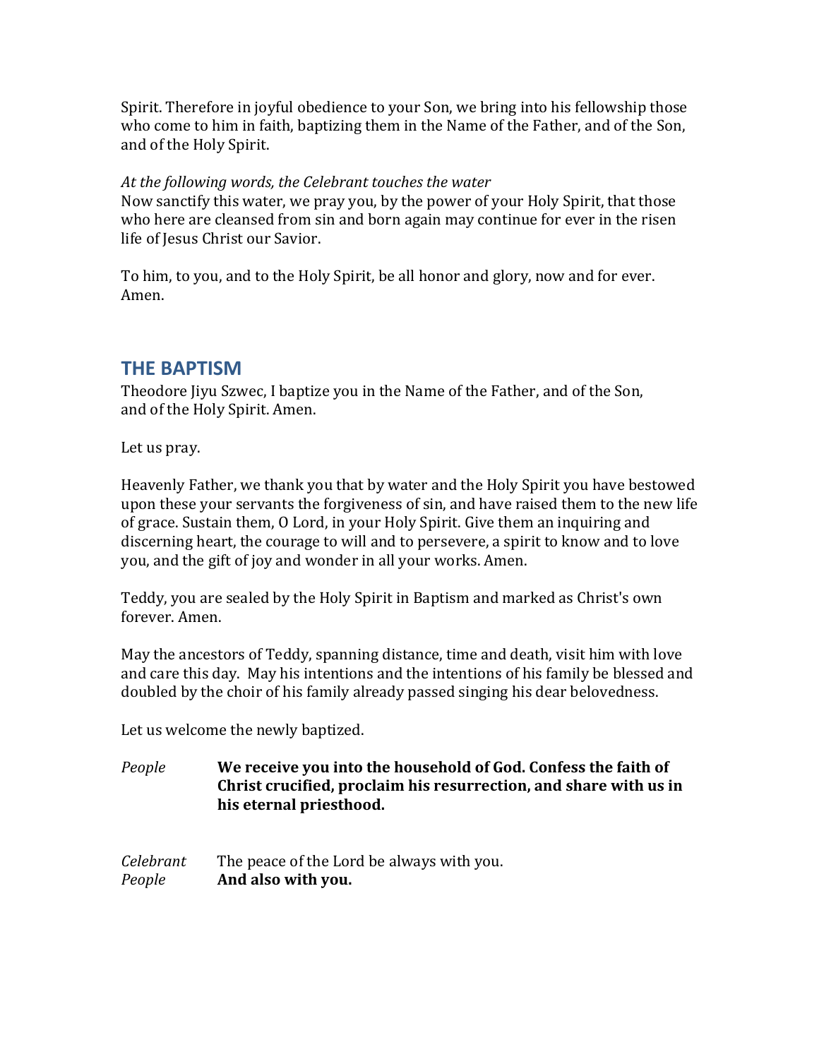Spirit. Therefore in joyful obedience to your Son, we bring into his fellowship those who come to him in faith, baptizing them in the Name of the Father, and of the Son, and of the Holy Spirit.

*At the following words, the Celebrant touches the water*
Now sanctify this water, we pray you, by the power of your Holy Spirit, that those who here are cleansed from sin and born again may continue for ever in the risen life of Jesus Christ our Savior.

To him, to you, and to the Holy Spirit, be all honor and glory, now and for ever. Amen.

## THE BAPTISM

Theodore Jiyu Szwec, I baptize you in the Name of the Father, and of the Son, and of the Holy Spirit. Amen.

Let us pray.

Heavenly Father, we thank you that by water and the Holy Spirit you have bestowed upon these your servants the forgiveness of sin, and have raised them to the new life of grace. Sustain them, O Lord, in your Holy Spirit. Give them an inquiring and discerning heart, the courage to will and to persevere, a spirit to know and to love you, and the gift of joy and wonder in all your works. Amen.

Teddy, you are sealed by the Holy Spirit in Baptism and marked as Christ's own forever. Amen.

May the ancestors of Teddy, spanning distance, time and death, visit him with love and care this day. May his intentions and the intentions of his family be blessed and doubled by the choir of his family already passed singing his dear belovedness.

Let us welcome the newly baptized.

*People* **We receive you into the household of God. Confess the faith of Christ crucified, proclaim his resurrection, and share with us in his eternal priesthood.**

*Celebrant* The peace of the Lord be always with you.
*People* **And also with you.**